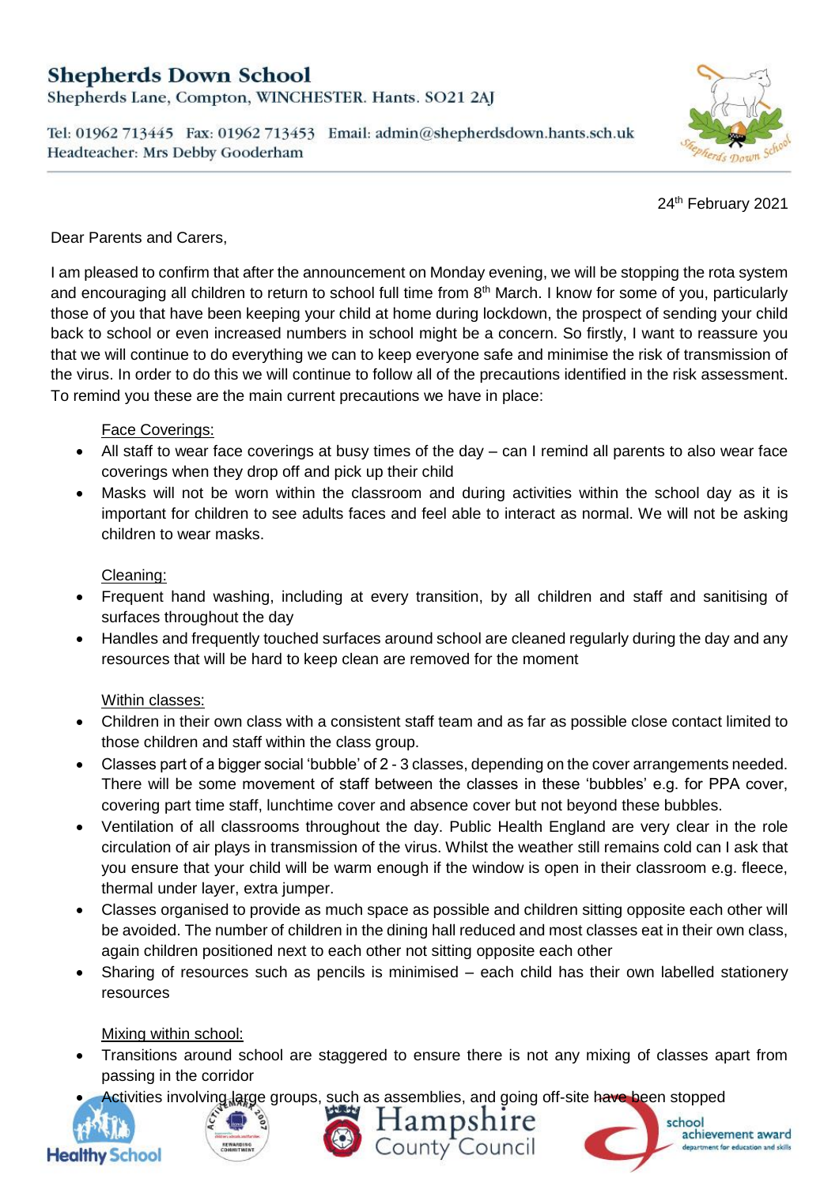# Shepherds Down School

Shepherds Lane, Compton, WINCHESTER. Hants. SO21 2AJ

Tel: 01962 713445 Fax: 01962 713453 Email: admin@shepherdsdown.hants.sch.uk

Headteacher: Mrs Debby Gooderham

24th February 2021

Dear Parents and Carers,

I am pleased to confirm that after the announcement on Monday evening, we will be stopping the rota system and encouraging all children to return to school full time from 8th March. I know for some of you, particularly those of you that have been keeping your child at home during lockdown, the prospect of sending your child back to school or even increased numbers in school might be a concern. So firstly, I want to reassure you that we will continue to do everything we can to keep everyone safe and minimise the risk of transmission of the virus. In order to do this we will continue to follow all of the precautions identified in the risk assessment. To remind you these are the main current precautions we have in place:

Face Coverings:

- All staff to wear face coverings at busy times of the day – can I remind all parents to also wear face coverings when they drop off and pick up their child
- Masks will not be worn within the classroom and during activities within the school day as it is important for children to see adults faces and feel able to interact as normal. We will not be asking children to wear masks.

Cleaning:

- Frequent hand washing, including at every transition, by all children and staff and sanitising of surfaces throughout the day
- Handles and frequently touched surfaces around school are cleaned regularly during the day and any resources that will be hard to keep clean are removed for the moment

Within classes:

- Children in their own class with a consistent staff team and as far as possible close contact limited to those children and staff within the class group.
- Classes part of a bigger social 'bubble' of 2 - 3 classes, depending on the cover arrangements needed. There will be some movement of staff between the classes in these 'bubbles' e.g. for PPA cover, covering part time staff, lunchtime cover and absence cover but not beyond these bubbles.
- Ventilation of all classrooms throughout the day. Public Health England are very clear in the role circulation of air plays in transmission of the virus. Whilst the weather still remains cold can I ask that you ensure that your child will be warm enough if the window is open in their classroom e.g. fleece, thermal under layer, extra jumper.
- Classes organised to provide as much space as possible and children sitting opposite each other will be avoided. The number of children in the dining hall reduced and most classes eat in their own class, again children positioned next to each other not sitting opposite each other
- Sharing of resources such as pencils is minimised – each child has their own labelled stationery resources

Mixing within school:

- Transitions around school are staggered to ensure there is not any mixing of classes apart from passing in the corridor
- Activities involving large groups, such as assemblies, and going off-site have been stopped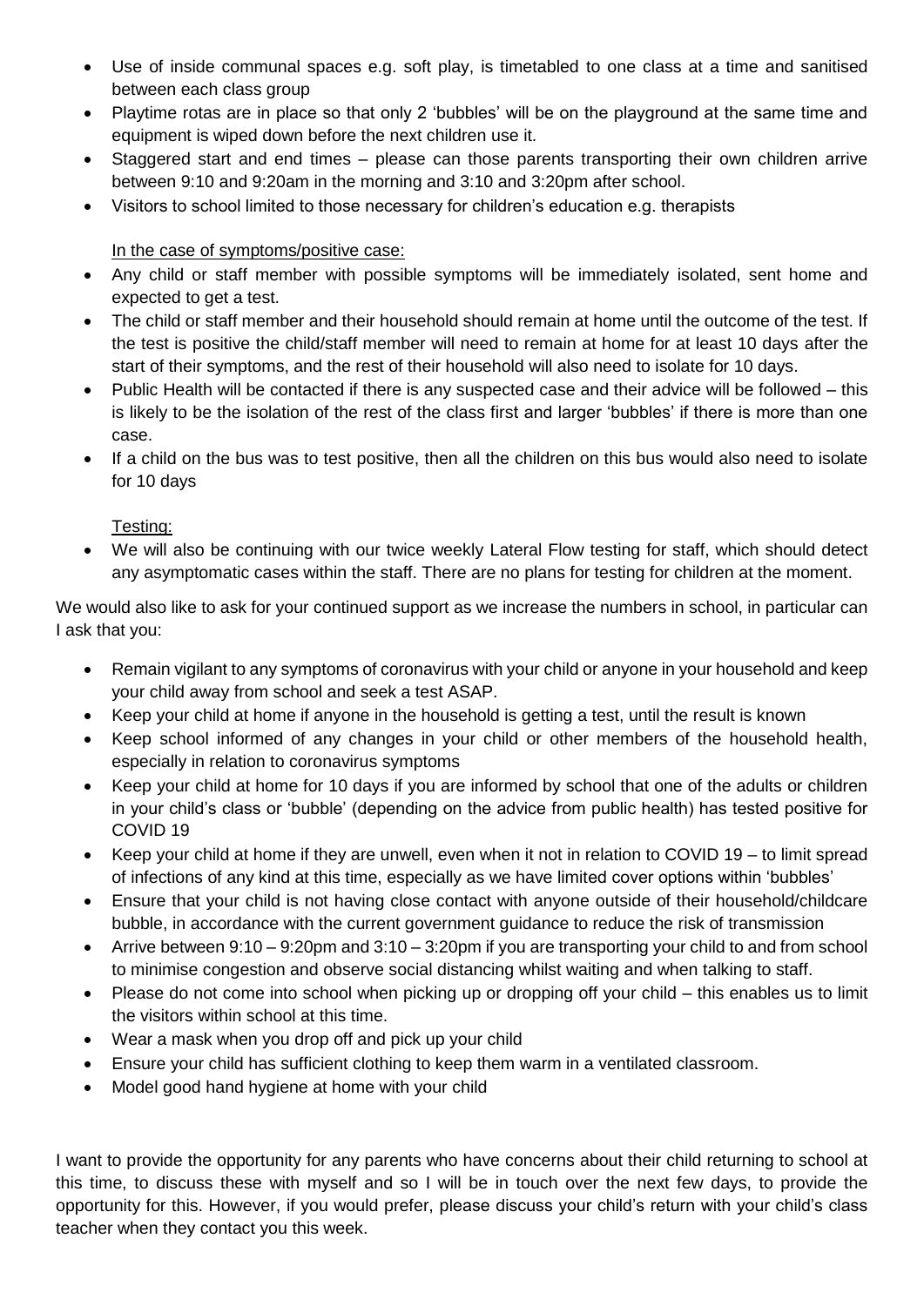- Use of inside communal spaces e.g. soft play, is timetabled to one class at a time and sanitised between each class group
- Playtime rotas are in place so that only 2 'bubbles' will be on the playground at the same time and equipment is wiped down before the next children use it.
- Staggered start and end times – please can those parents transporting their own children arrive between 9:10 and 9:20am in the morning and 3:10 and 3:20pm after school.
- Visitors to school limited to those necessary for children's education e.g. therapists

<u>In the case of symptoms/positive case:</u>

- Any child or staff member with possible symptoms will be immediately isolated, sent home and expected to get a test.
- The child or staff member and their household should remain at home until the outcome of the test. If the test is positive the child/staff member will need to remain at home for at least 10 days after the start of their symptoms, and the rest of their household will also need to isolate for 10 days.
- Public Health will be contacted if there is any suspected case and their advice will be followed – this is likely to be the isolation of the rest of the class first and larger 'bubbles' if there is more than one case.
- If a child on the bus was to test positive, then all the children on this bus would also need to isolate for 10 days

<u>Testing:</u>

- We will also be continuing with our twice weekly Lateral Flow testing for staff, which should detect any asymptomatic cases within the staff. There are no plans for testing for children at the moment.

We would also like to ask for your continued support as we increase the numbers in school, in particular can I ask that you:

- Remain vigilant to any symptoms of coronavirus with your child or anyone in your household and keep your child away from school and seek a test ASAP.
- Keep your child at home if anyone in the household is getting a test, until the result is known
- Keep school informed of any changes in your child or other members of the household health, especially in relation to coronavirus symptoms
- Keep your child at home for 10 days if you are informed by school that one of the adults or children in your child's class or 'bubble' (depending on the advice from public health) has tested positive for COVID 19
- Keep your child at home if they are unwell, even when it not in relation to COVID 19 – to limit spread of infections of any kind at this time, especially as we have limited cover options within 'bubbles'
- Ensure that your child is not having close contact with anyone outside of their household/childcare bubble, in accordance with the current government guidance to reduce the risk of transmission
- Arrive between 9:10 – 9:20pm and 3:10 – 3:20pm if you are transporting your child to and from school to minimise congestion and observe social distancing whilst waiting and when talking to staff.
- Please do not come into school when picking up or dropping off your child – this enables us to limit the visitors within school at this time.
- Wear a mask when you drop off and pick up your child
- Ensure your child has sufficient clothing to keep them warm in a ventilated classroom.
- Model good hand hygiene at home with your child

I want to provide the opportunity for any parents who have concerns about their child returning to school at this time, to discuss these with myself and so I will be in touch over the next few days, to provide the opportunity for this. However, if you would prefer, please discuss your child's return with your child's class teacher when they contact you this week.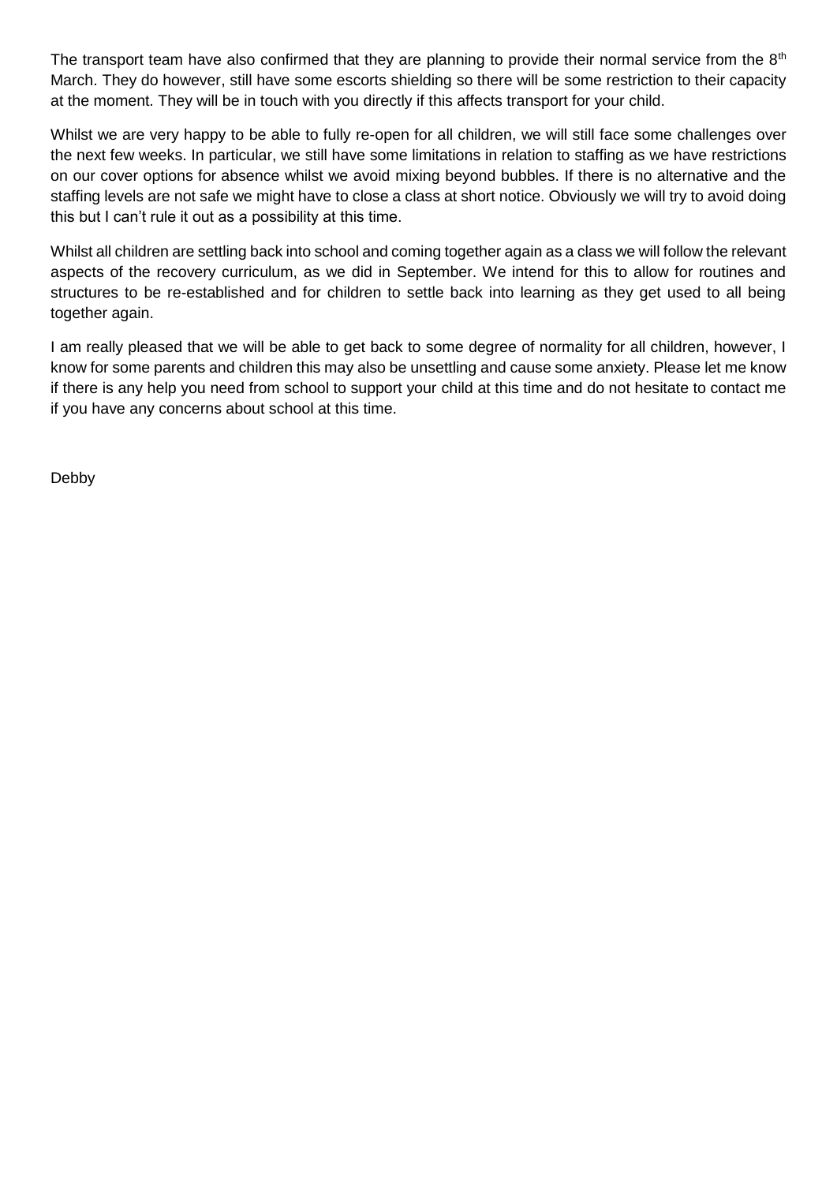The transport team have also confirmed that they are planning to provide their normal service from the 8th March. They do however, still have some escorts shielding so there will be some restriction to their capacity at the moment. They will be in touch with you directly if this affects transport for your child.

Whilst we are very happy to be able to fully re-open for all children, we will still face some challenges over the next few weeks. In particular, we still have some limitations in relation to staffing as we have restrictions on our cover options for absence whilst we avoid mixing beyond bubbles. If there is no alternative and the staffing levels are not safe we might have to close a class at short notice. Obviously we will try to avoid doing this but I can't rule it out as a possibility at this time.

Whilst all children are settling back into school and coming together again as a class we will follow the relevant aspects of the recovery curriculum, as we did in September. We intend for this to allow for routines and structures to be re-established and for children to settle back into learning as they get used to all being together again.

I am really pleased that we will be able to get back to some degree of normality for all children, however, I know for some parents and children this may also be unsettling and cause some anxiety. Please let me know if there is any help you need from school to support your child at this time and do not hesitate to contact me if you have any concerns about school at this time.

Debby